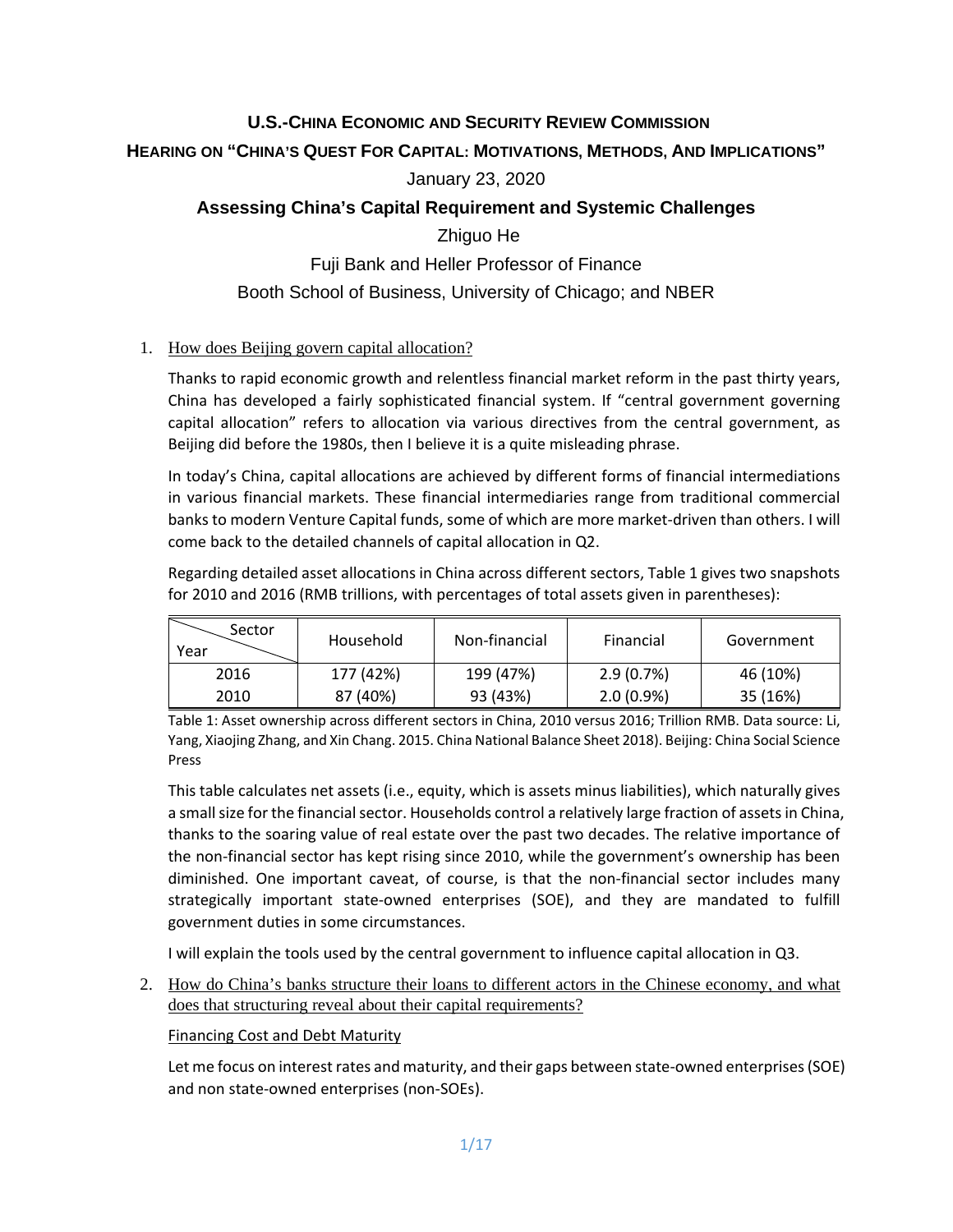# U.S.-China Economic and Security Review Commission

## Hearing on "China's Quest For Capital: Motivations, Methods, and Implications"

January 23, 2020

## Assessing China's Capital Requirement and Systemic Challenges

Zhiguo He

Fuji Bank and Heller Professor of Finance

Booth School of Business, University of Chicago; and NBER

1. How does Beijing govern capital allocation?

   Thanks to rapid economic growth and relentless financial market reform in the past thirty years, China has developed a fairly sophisticated financial system. If "central government governing capital allocation" refers to allocation via various directives from the central government, as Beijing did before the 1980s, then I believe it is a quite misleading phrase.

   In today's China, capital allocations are achieved by different forms of financial intermediations in various financial markets. These financial intermediaries range from traditional commercial banks to modern Venture Capital funds, some of which are more market-driven than others. I will come back to the detailed channels of capital allocation in Q2.

   Regarding detailed asset allocations in China across different sectors, Table 1 gives two snapshots for 2010 and 2016 (RMB trillions, with percentages of total assets given in parentheses):

| Year \ Sector | Household | Non-financial | Financial | Government |
|---|---|---|---|---|
| 2016 | 177 (42%) | 199 (47%) | 2.9 (0.7%) | 46 (10%) |
| 2010 | 87 (40%) | 93 (43%) | 2.0 (0.9%) | 35 (16%) |

   Table 1: Asset ownership across different sectors in China, 2010 versus 2016; Trillion RMB. Data source: Li, Yang, Xiaojing Zhang, and Xin Chang. 2015. China National Balance Sheet 2018). Beijing: China Social Science Press

   This table calculates net assets (i.e., equity, which is assets minus liabilities), which naturally gives a small size for the financial sector. Households control a relatively large fraction of assets in China, thanks to the soaring value of real estate over the past two decades. The relative importance of the non-financial sector has kept rising since 2010, while the government's ownership has been diminished. One important caveat, of course, is that the non-financial sector includes many strategically important state-owned enterprises (SOE), and they are mandated to fulfill government duties in some circumstances.

   I will explain the tools used by the central government to influence capital allocation in Q3.

2. How do China's banks structure their loans to different actors in the Chinese economy, and what does that structuring reveal about their capital requirements?

   Financing Cost and Debt Maturity

   Let me focus on interest rates and maturity, and their gaps between state-owned enterprises (SOE) and non state-owned enterprises (non-SOEs).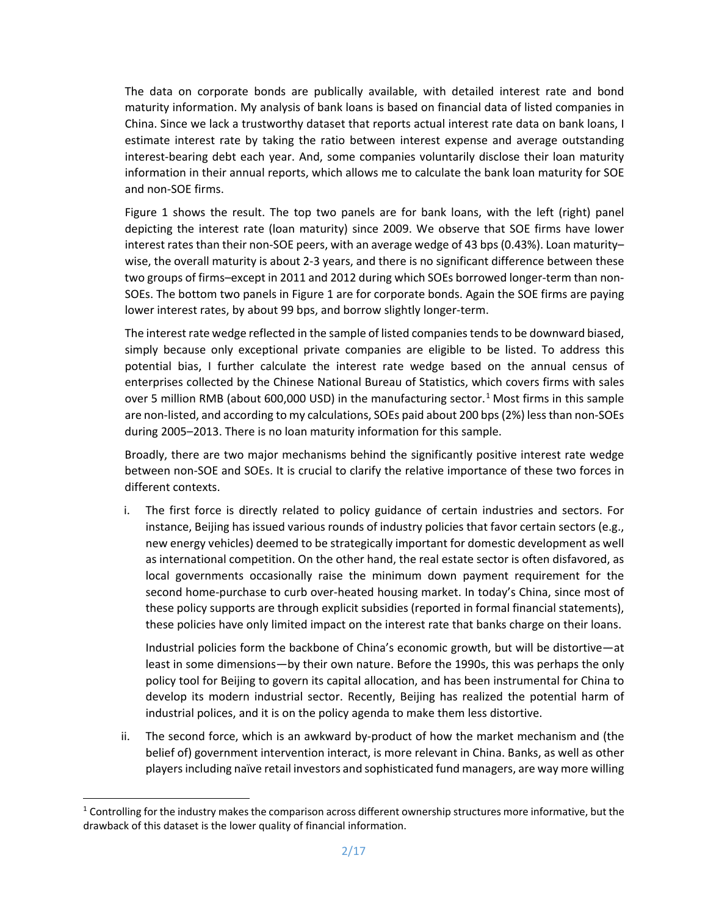The data on corporate bonds are publically available, with detailed interest rate and bond maturity information. My analysis of bank loans is based on financial data of listed companies in China. Since we lack a trustworthy dataset that reports actual interest rate data on bank loans, I estimate interest rate by taking the ratio between interest expense and average outstanding interest-bearing debt each year. And, some companies voluntarily disclose their loan maturity information in their annual reports, which allows me to calculate the bank loan maturity for SOE and non-SOE firms.

Figure 1 shows the result. The top two panels are for bank loans, with the left (right) panel depicting the interest rate (loan maturity) since 2009. We observe that SOE firms have lower interest rates than their non-SOE peers, with an average wedge of 43 bps (0.43%). Loan maturity–wise, the overall maturity is about 2-3 years, and there is no significant difference between these two groups of firms–except in 2011 and 2012 during which SOEs borrowed longer-term than non-SOEs. The bottom two panels in Figure 1 are for corporate bonds. Again the SOE firms are paying lower interest rates, by about 99 bps, and borrow slightly longer-term.

The interest rate wedge reflected in the sample of listed companies tends to be downward biased, simply because only exceptional private companies are eligible to be listed. To address this potential bias, I further calculate the interest rate wedge based on the annual census of enterprises collected by the Chinese National Bureau of Statistics, which covers firms with sales over 5 million RMB (about 600,000 USD) in the manufacturing sector.[1] Most firms in this sample are non-listed, and according to my calculations, SOEs paid about 200 bps (2%) less than non-SOEs during 2005–2013. There is no loan maturity information for this sample.

Broadly, there are two major mechanisms behind the significantly positive interest rate wedge between non-SOE and SOEs. It is crucial to clarify the relative importance of these two forces in different contexts.

i. The first force is directly related to policy guidance of certain industries and sectors. For instance, Beijing has issued various rounds of industry policies that favor certain sectors (e.g., new energy vehicles) deemed to be strategically important for domestic development as well as international competition. On the other hand, the real estate sector is often disfavored, as local governments occasionally raise the minimum down payment requirement for the second home-purchase to curb over-heated housing market. In today's China, since most of these policy supports are through explicit subsidies (reported in formal financial statements), these policies have only limited impact on the interest rate that banks charge on their loans.

   Industrial policies form the backbone of China's economic growth, but will be distortive—at least in some dimensions—by their own nature. Before the 1990s, this was perhaps the only policy tool for Beijing to govern its capital allocation, and has been instrumental for China to develop its modern industrial sector. Recently, Beijing has realized the potential harm of industrial polices, and it is on the policy agenda to make them less distortive.

ii. The second force, which is an awkward by-product of how the market mechanism and (the belief of) government intervention interact, is more relevant in China. Banks, as well as other players including naïve retail investors and sophisticated fund managers, are way more willing

[1] Controlling for the industry makes the comparison across different ownership structures more informative, but the drawback of this dataset is the lower quality of financial information.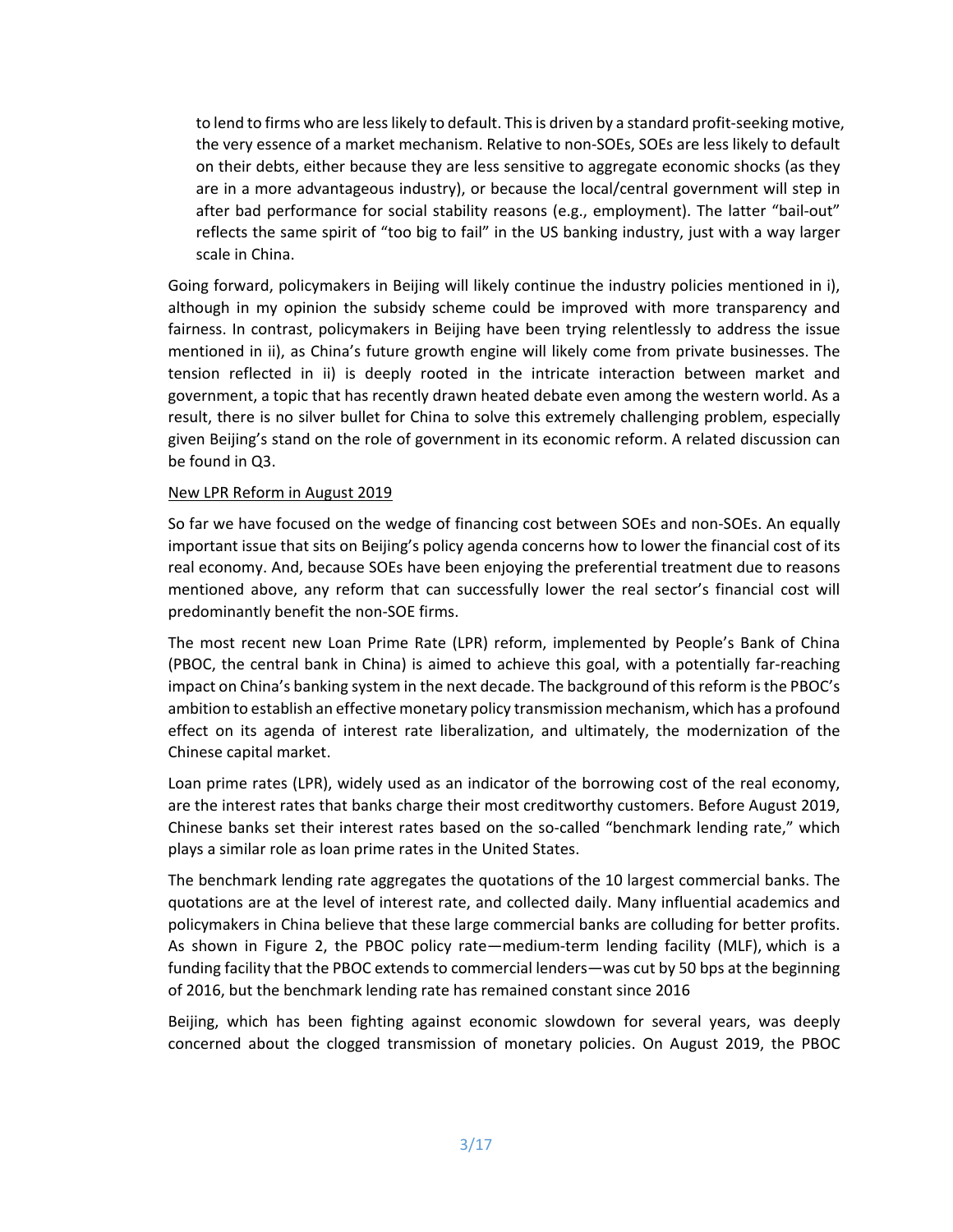to lend to firms who are less likely to default. This is driven by a standard profit-seeking motive, the very essence of a market mechanism. Relative to non-SOEs, SOEs are less likely to default on their debts, either because they are less sensitive to aggregate economic shocks (as they are in a more advantageous industry), or because the local/central government will step in after bad performance for social stability reasons (e.g., employment). The latter "bail-out" reflects the same spirit of "too big to fail" in the US banking industry, just with a way larger scale in China.

Going forward, policymakers in Beijing will likely continue the industry policies mentioned in i), although in my opinion the subsidy scheme could be improved with more transparency and fairness. In contrast, policymakers in Beijing have been trying relentlessly to address the issue mentioned in ii), as China's future growth engine will likely come from private businesses. The tension reflected in ii) is deeply rooted in the intricate interaction between market and government, a topic that has recently drawn heated debate even among the western world. As a result, there is no silver bullet for China to solve this extremely challenging problem, especially given Beijing's stand on the role of government in its economic reform. A related discussion can be found in Q3.

New LPR Reform in August 2019

So far we have focused on the wedge of financing cost between SOEs and non-SOEs. An equally important issue that sits on Beijing's policy agenda concerns how to lower the financial cost of its real economy. And, because SOEs have been enjoying the preferential treatment due to reasons mentioned above, any reform that can successfully lower the real sector's financial cost will predominantly benefit the non-SOE firms.

The most recent new Loan Prime Rate (LPR) reform, implemented by People's Bank of China (PBOC, the central bank in China) is aimed to achieve this goal, with a potentially far-reaching impact on China's banking system in the next decade. The background of this reform is the PBOC's ambition to establish an effective monetary policy transmission mechanism, which has a profound effect on its agenda of interest rate liberalization, and ultimately, the modernization of the Chinese capital market.

Loan prime rates (LPR), widely used as an indicator of the borrowing cost of the real economy, are the interest rates that banks charge their most creditworthy customers. Before August 2019, Chinese banks set their interest rates based on the so-called "benchmark lending rate," which plays a similar role as loan prime rates in the United States.

The benchmark lending rate aggregates the quotations of the 10 largest commercial banks. The quotations are at the level of interest rate, and collected daily. Many influential academics and policymakers in China believe that these large commercial banks are colluding for better profits. As shown in Figure 2, the PBOC policy rate—medium-term lending facility (MLF), which is a funding facility that the PBOC extends to commercial lenders—was cut by 50 bps at the beginning of 2016, but the benchmark lending rate has remained constant since 2016

Beijing, which has been fighting against economic slowdown for several years, was deeply concerned about the clogged transmission of monetary policies. On August 2019, the PBOC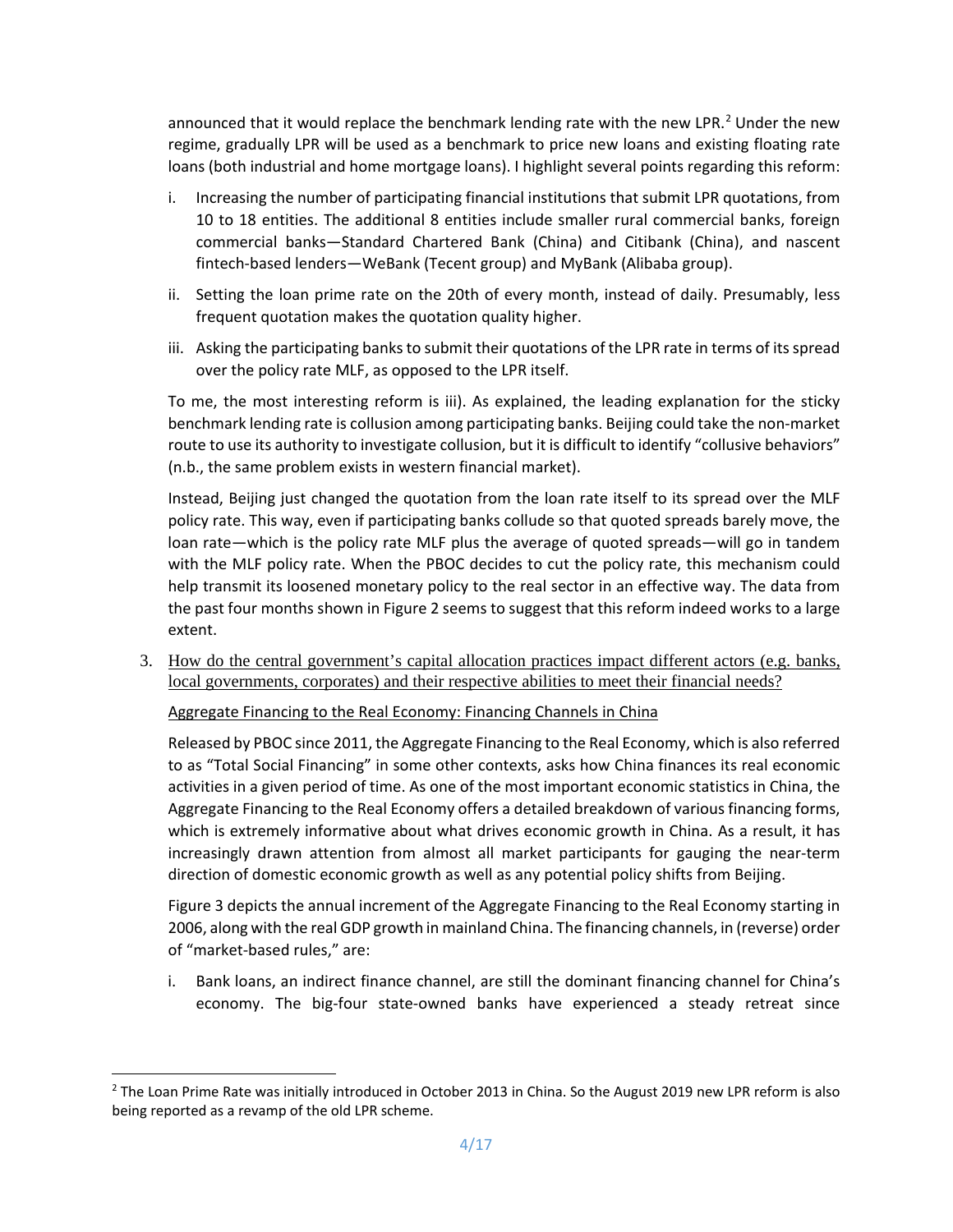announced that it would replace the benchmark lending rate with the new LPR.[2] Under the new regime, gradually LPR will be used as a benchmark to price new loans and existing floating rate loans (both industrial and home mortgage loans). I highlight several points regarding this reform:

i. Increasing the number of participating financial institutions that submit LPR quotations, from 10 to 18 entities. The additional 8 entities include smaller rural commercial banks, foreign commercial banks—Standard Chartered Bank (China) and Citibank (China), and nascent fintech-based lenders—WeBank (Tecent group) and MyBank (Alibaba group).

ii. Setting the loan prime rate on the 20th of every month, instead of daily. Presumably, less frequent quotation makes the quotation quality higher.

iii. Asking the participating banks to submit their quotations of the LPR rate in terms of its spread over the policy rate MLF, as opposed to the LPR itself.

To me, the most interesting reform is iii). As explained, the leading explanation for the sticky benchmark lending rate is collusion among participating banks. Beijing could take the non-market route to use its authority to investigate collusion, but it is difficult to identify "collusive behaviors" (n.b., the same problem exists in western financial market).

Instead, Beijing just changed the quotation from the loan rate itself to its spread over the MLF policy rate. This way, even if participating banks collude so that quoted spreads barely move, the loan rate—which is the policy rate MLF plus the average of quoted spreads—will go in tandem with the MLF policy rate. When the PBOC decides to cut the policy rate, this mechanism could help transmit its loosened monetary policy to the real sector in an effective way. The data from the past four months shown in Figure 2 seems to suggest that this reform indeed works to a large extent.

3. <u>How do the central government's capital allocation practices impact different actors (e.g. banks, local governments, corporates) and their respective abilities to meet their financial needs?</u>

<u>Aggregate Financing to the Real Economy: Financing Channels in China</u>

Released by PBOC since 2011, the Aggregate Financing to the Real Economy, which is also referred to as "Total Social Financing" in some other contexts, asks how China finances its real economic activities in a given period of time. As one of the most important economic statistics in China, the Aggregate Financing to the Real Economy offers a detailed breakdown of various financing forms, which is extremely informative about what drives economic growth in China. As a result, it has increasingly drawn attention from almost all market participants for gauging the near-term direction of domestic economic growth as well as any potential policy shifts from Beijing.

Figure 3 depicts the annual increment of the Aggregate Financing to the Real Economy starting in 2006, along with the real GDP growth in mainland China. The financing channels, in (reverse) order of "market-based rules," are:

i. Bank loans, an indirect finance channel, are still the dominant financing channel for China's economy. The big-four state-owned banks have experienced a steady retreat since

[2] The Loan Prime Rate was initially introduced in October 2013 in China. So the August 2019 new LPR reform is also being reported as a revamp of the old LPR scheme.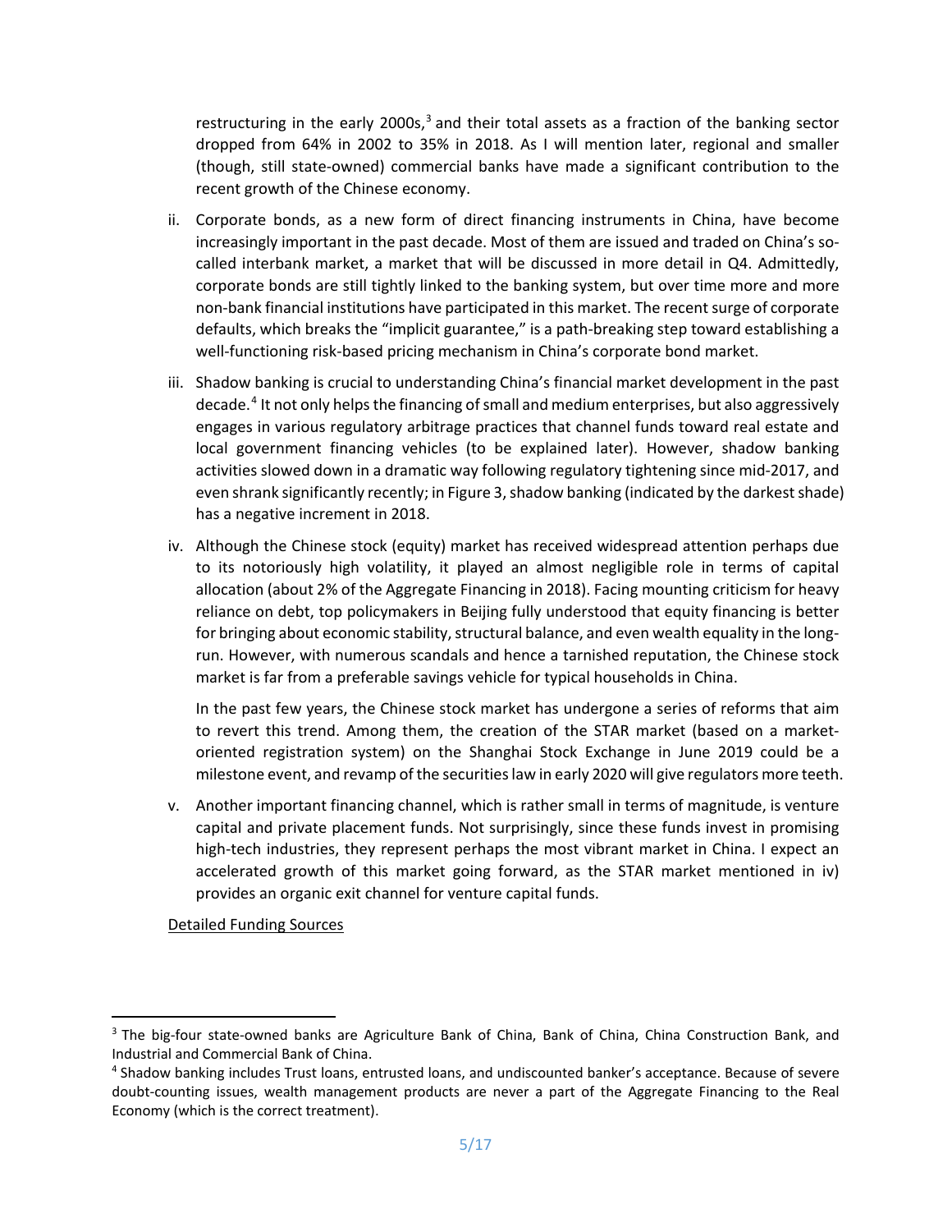restructuring in the early 2000s,[3] and their total assets as a fraction of the banking sector dropped from 64% in 2002 to 35% in 2018. As I will mention later, regional and smaller (though, still state-owned) commercial banks have made a significant contribution to the recent growth of the Chinese economy.

ii. Corporate bonds, as a new form of direct financing instruments in China, have become increasingly important in the past decade. Most of them are issued and traded on China's so-called interbank market, a market that will be discussed in more detail in Q4. Admittedly, corporate bonds are still tightly linked to the banking system, but over time more and more non-bank financial institutions have participated in this market. The recent surge of corporate defaults, which breaks the "implicit guarantee," is a path-breaking step toward establishing a well-functioning risk-based pricing mechanism in China's corporate bond market.

iii. Shadow banking is crucial to understanding China's financial market development in the past decade.[4] It not only helps the financing of small and medium enterprises, but also aggressively engages in various regulatory arbitrage practices that channel funds toward real estate and local government financing vehicles (to be explained later). However, shadow banking activities slowed down in a dramatic way following regulatory tightening since mid-2017, and even shrank significantly recently; in Figure 3, shadow banking (indicated by the darkest shade) has a negative increment in 2018.

iv. Although the Chinese stock (equity) market has received widespread attention perhaps due to its notoriously high volatility, it played an almost negligible role in terms of capital allocation (about 2% of the Aggregate Financing in 2018). Facing mounting criticism for heavy reliance on debt, top policymakers in Beijing fully understood that equity financing is better for bringing about economic stability, structural balance, and even wealth equality in the long-run. However, with numerous scandals and hence a tarnished reputation, the Chinese stock market is far from a preferable savings vehicle for typical households in China.

   In the past few years, the Chinese stock market has undergone a series of reforms that aim to revert this trend. Among them, the creation of the STAR market (based on a market-oriented registration system) on the Shanghai Stock Exchange in June 2019 could be a milestone event, and revamp of the securities law in early 2020 will give regulators more teeth.

v. Another important financing channel, which is rather small in terms of magnitude, is venture capital and private placement funds. Not surprisingly, since these funds invest in promising high-tech industries, they represent perhaps the most vibrant market in China. I expect an accelerated growth of this market going forward, as the STAR market mentioned in iv) provides an organic exit channel for venture capital funds.

<u>Detailed Funding Sources</u>

---

[3] The big-four state-owned banks are Agriculture Bank of China, Bank of China, China Construction Bank, and Industrial and Commercial Bank of China.

[4] Shadow banking includes Trust loans, entrusted loans, and undiscounted banker's acceptance. Because of severe doubt-counting issues, wealth management products are never a part of the Aggregate Financing to the Real Economy (which is the correct treatment).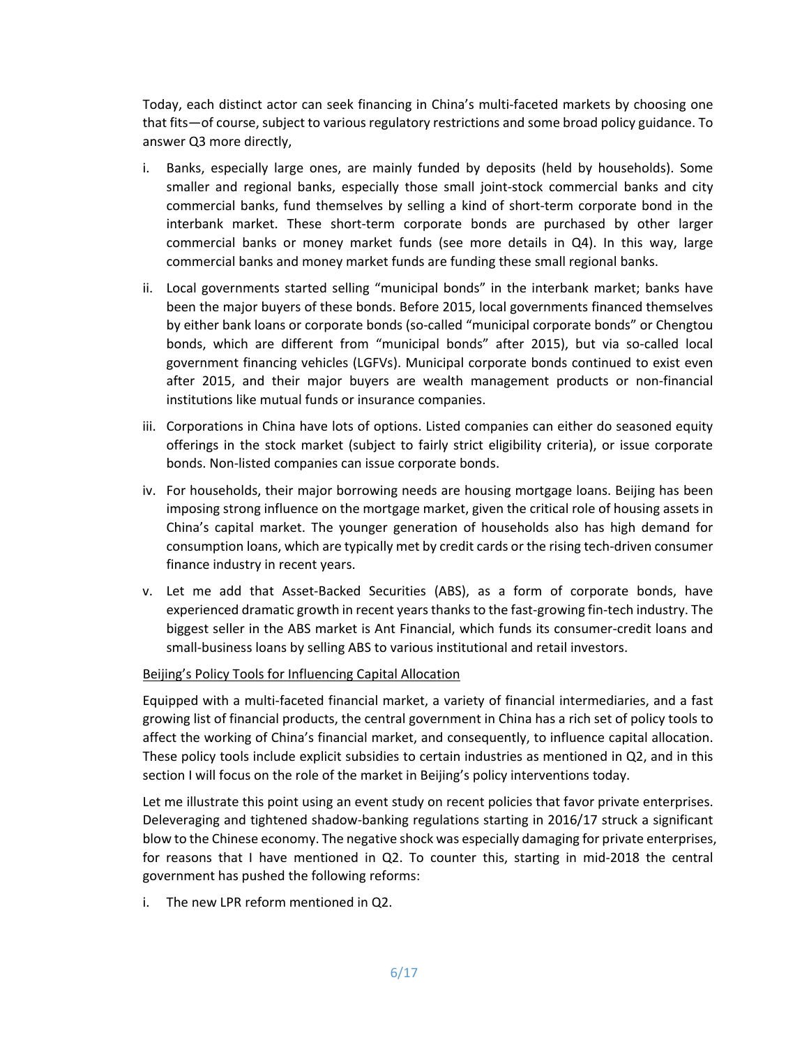Today, each distinct actor can seek financing in China's multi-faceted markets by choosing one that fits—of course, subject to various regulatory restrictions and some broad policy guidance. To answer Q3 more directly,

i. Banks, especially large ones, are mainly funded by deposits (held by households). Some smaller and regional banks, especially those small joint-stock commercial banks and city commercial banks, fund themselves by selling a kind of short-term corporate bond in the interbank market. These short-term corporate bonds are purchased by other larger commercial banks or money market funds (see more details in Q4). In this way, large commercial banks and money market funds are funding these small regional banks.

ii. Local governments started selling "municipal bonds" in the interbank market; banks have been the major buyers of these bonds. Before 2015, local governments financed themselves by either bank loans or corporate bonds (so-called "municipal corporate bonds" or Chengtou bonds, which are different from "municipal bonds" after 2015), but via so-called local government financing vehicles (LGFVs). Municipal corporate bonds continued to exist even after 2015, and their major buyers are wealth management products or non-financial institutions like mutual funds or insurance companies.

iii. Corporations in China have lots of options. Listed companies can either do seasoned equity offerings in the stock market (subject to fairly strict eligibility criteria), or issue corporate bonds. Non-listed companies can issue corporate bonds.

iv. For households, their major borrowing needs are housing mortgage loans. Beijing has been imposing strong influence on the mortgage market, given the critical role of housing assets in China's capital market. The younger generation of households also has high demand for consumption loans, which are typically met by credit cards or the rising tech-driven consumer finance industry in recent years.

v. Let me add that Asset-Backed Securities (ABS), as a form of corporate bonds, have experienced dramatic growth in recent years thanks to the fast-growing fin-tech industry. The biggest seller in the ABS market is Ant Financial, which funds its consumer-credit loans and small-business loans by selling ABS to various institutional and retail investors.

<u>Beijing's Policy Tools for Influencing Capital Allocation</u>

Equipped with a multi-faceted financial market, a variety of financial intermediaries, and a fast growing list of financial products, the central government in China has a rich set of policy tools to affect the working of China's financial market, and consequently, to influence capital allocation. These policy tools include explicit subsidies to certain industries as mentioned in Q2, and in this section I will focus on the role of the market in Beijing's policy interventions today.

Let me illustrate this point using an event study on recent policies that favor private enterprises. Deleveraging and tightened shadow-banking regulations starting in 2016/17 struck a significant blow to the Chinese economy. The negative shock was especially damaging for private enterprises, for reasons that I have mentioned in Q2. To counter this, starting in mid-2018 the central government has pushed the following reforms:

i. The new LPR reform mentioned in Q2.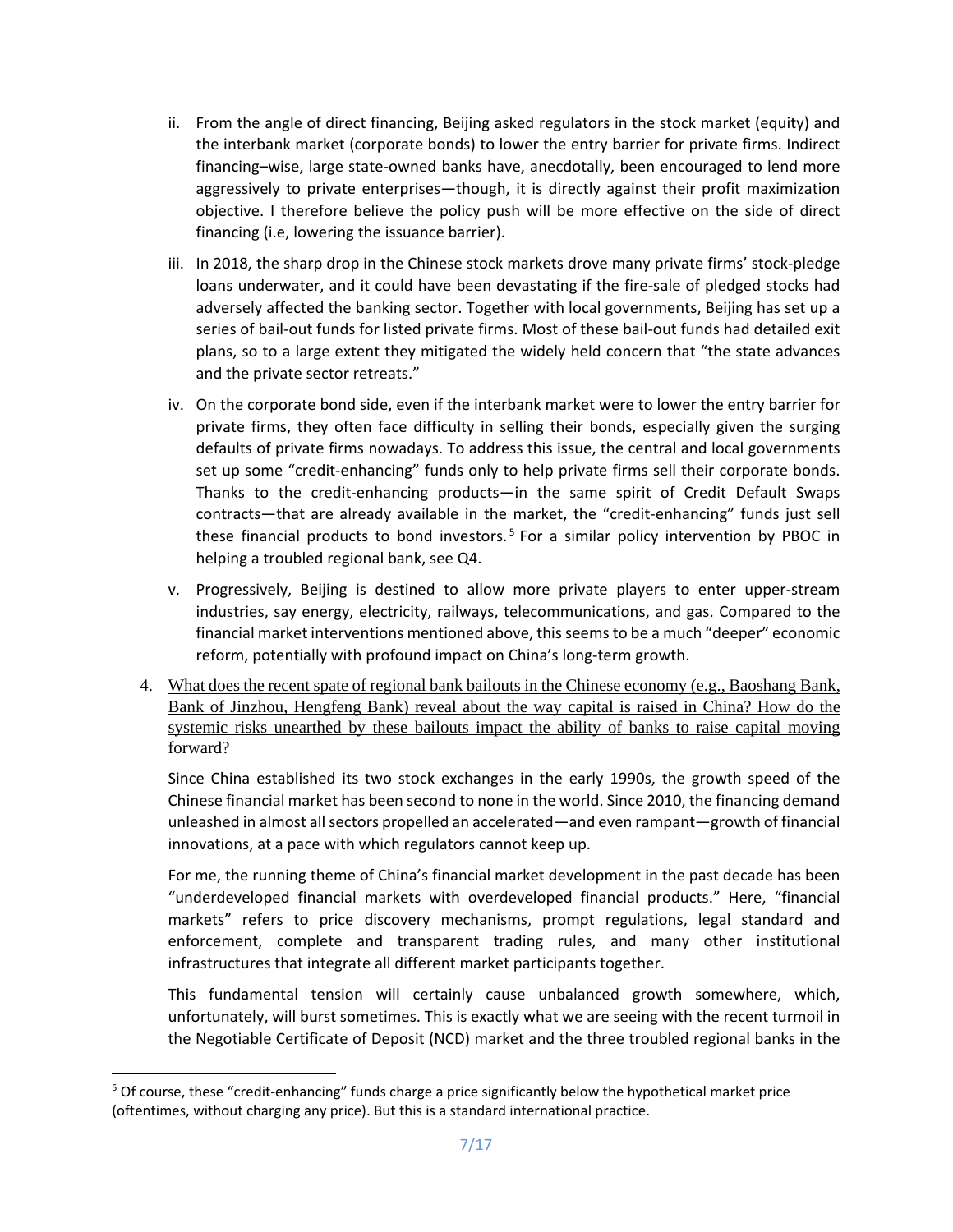ii. From the angle of direct financing, Beijing asked regulators in the stock market (equity) and the interbank market (corporate bonds) to lower the entry barrier for private firms. Indirect financing–wise, large state-owned banks have, anecdotally, been encouraged to lend more aggressively to private enterprises—though, it is directly against their profit maximization objective. I therefore believe the policy push will be more effective on the side of direct financing (i.e, lowering the issuance barrier).

iii. In 2018, the sharp drop in the Chinese stock markets drove many private firms' stock-pledge loans underwater, and it could have been devastating if the fire-sale of pledged stocks had adversely affected the banking sector. Together with local governments, Beijing has set up a series of bail-out funds for listed private firms. Most of these bail-out funds had detailed exit plans, so to a large extent they mitigated the widely held concern that "the state advances and the private sector retreats."

iv. On the corporate bond side, even if the interbank market were to lower the entry barrier for private firms, they often face difficulty in selling their bonds, especially given the surging defaults of private firms nowadays. To address this issue, the central and local governments set up some "credit-enhancing" funds only to help private firms sell their corporate bonds. Thanks to the credit-enhancing products—in the same spirit of Credit Default Swaps contracts—that are already available in the market, the "credit-enhancing" funds just sell these financial products to bond investors.[5] For a similar policy intervention by PBOC in helping a troubled regional bank, see Q4.

v. Progressively, Beijing is destined to allow more private players to enter upper-stream industries, say energy, electricity, railways, telecommunications, and gas. Compared to the financial market interventions mentioned above, this seems to be a much "deeper" economic reform, potentially with profound impact on China's long-term growth.

4. <u>What does the recent spate of regional bank bailouts in the Chinese economy (e.g., Baoshang Bank, Bank of Jinzhou, Hengfeng Bank) reveal about the way capital is raised in China? How do the systemic risks unearthed by these bailouts impact the ability of banks to raise capital moving forward?</u>

   Since China established its two stock exchanges in the early 1990s, the growth speed of the Chinese financial market has been second to none in the world. Since 2010, the financing demand unleashed in almost all sectors propelled an accelerated—and even rampant—growth of financial innovations, at a pace with which regulators cannot keep up.

   For me, the running theme of China's financial market development in the past decade has been "underdeveloped financial markets with overdeveloped financial products." Here, "financial markets" refers to price discovery mechanisms, prompt regulations, legal standard and enforcement, complete and transparent trading rules, and many other institutional infrastructures that integrate all different market participants together.

   This fundamental tension will certainly cause unbalanced growth somewhere, which, unfortunately, will burst sometimes. This is exactly what we are seeing with the recent turmoil in the Negotiable Certificate of Deposit (NCD) market and the three troubled regional banks in the

---

[5] Of course, these "credit-enhancing" funds charge a price significantly below the hypothetical market price (oftentimes, without charging any price). But this is a standard international practice.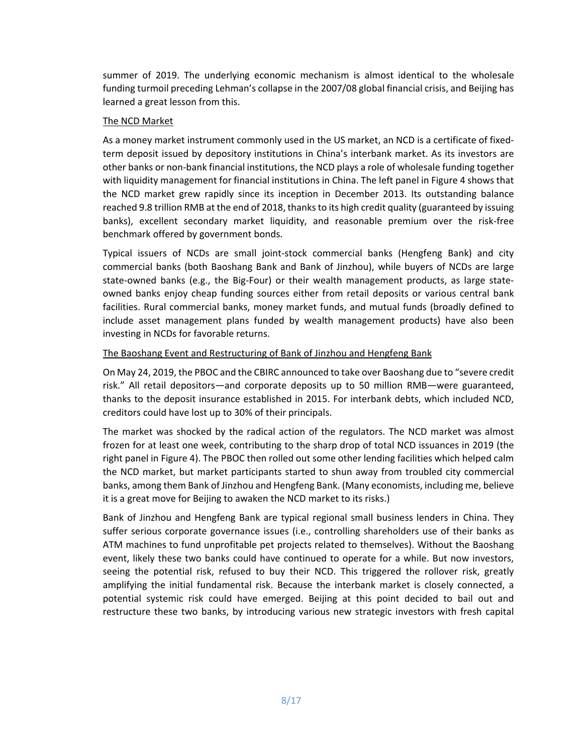summer of 2019. The underlying economic mechanism is almost identical to the wholesale funding turmoil preceding Lehman's collapse in the 2007/08 global financial crisis, and Beijing has learned a great lesson from this.

<u>The NCD Market</u>

As a money market instrument commonly used in the US market, an NCD is a certificate of fixed-term deposit issued by depository institutions in China's interbank market. As its investors are other banks or non-bank financial institutions, the NCD plays a role of wholesale funding together with liquidity management for financial institutions in China. The left panel in Figure 4 shows that the NCD market grew rapidly since its inception in December 2013. Its outstanding balance reached 9.8 trillion RMB at the end of 2018, thanks to its high credit quality (guaranteed by issuing banks), excellent secondary market liquidity, and reasonable premium over the risk-free benchmark offered by government bonds.

Typical issuers of NCDs are small joint-stock commercial banks (Hengfeng Bank) and city commercial banks (both Baoshang Bank and Bank of Jinzhou), while buyers of NCDs are large state-owned banks (e.g., the Big-Four) or their wealth management products, as large state-owned banks enjoy cheap funding sources either from retail deposits or various central bank facilities. Rural commercial banks, money market funds, and mutual funds (broadly defined to include asset management plans funded by wealth management products) have also been investing in NCDs for favorable returns.

<u>The Baoshang Event and Restructuring of Bank of Jinzhou and Hengfeng Bank</u>

On May 24, 2019, the PBOC and the CBIRC announced to take over Baoshang due to "severe credit risk." All retail depositors—and corporate deposits up to 50 million RMB—were guaranteed, thanks to the deposit insurance established in 2015. For interbank debts, which included NCD, creditors could have lost up to 30% of their principals.

The market was shocked by the radical action of the regulators. The NCD market was almost frozen for at least one week, contributing to the sharp drop of total NCD issuances in 2019 (the right panel in Figure 4). The PBOC then rolled out some other lending facilities which helped calm the NCD market, but market participants started to shun away from troubled city commercial banks, among them Bank of Jinzhou and Hengfeng Bank. (Many economists, including me, believe it is a great move for Beijing to awaken the NCD market to its risks.)

Bank of Jinzhou and Hengfeng Bank are typical regional small business lenders in China. They suffer serious corporate governance issues (i.e., controlling shareholders use of their banks as ATM machines to fund unprofitable pet projects related to themselves). Without the Baoshang event, likely these two banks could have continued to operate for a while. But now investors, seeing the potential risk, refused to buy their NCD. This triggered the rollover risk, greatly amplifying the initial fundamental risk. Because the interbank market is closely connected, a potential systemic risk could have emerged. Beijing at this point decided to bail out and restructure these two banks, by introducing various new strategic investors with fresh capital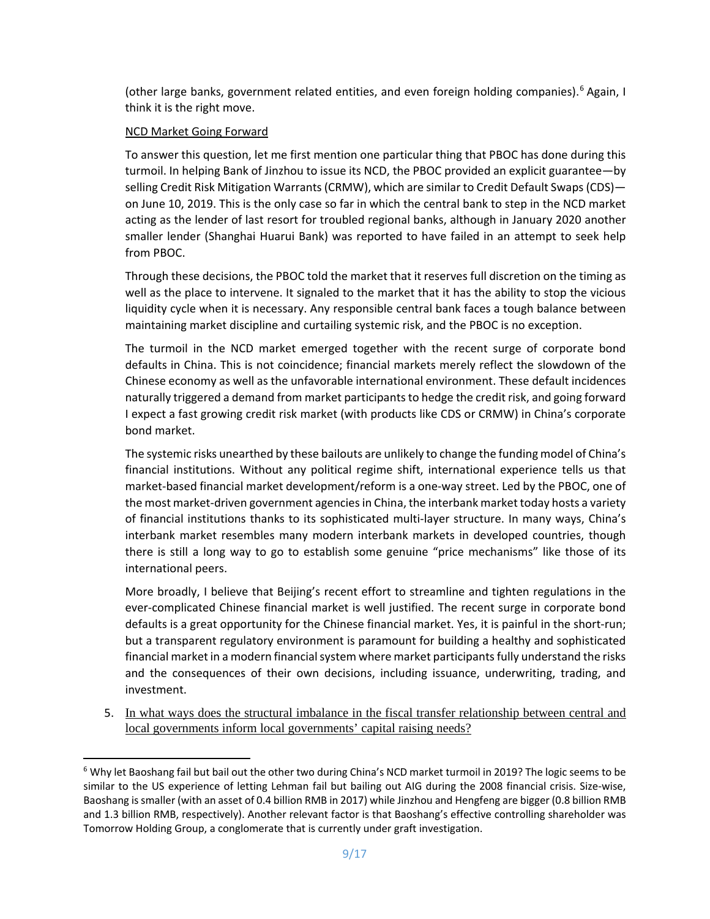(other large banks, government related entities, and even foreign holding companies).[6] Again, I think it is the right move.

NCD Market Going Forward

To answer this question, let me first mention one particular thing that PBOC has done during this turmoil. In helping Bank of Jinzhou to issue its NCD, the PBOC provided an explicit guarantee—by selling Credit Risk Mitigation Warrants (CRMW), which are similar to Credit Default Swaps (CDS)—on June 10, 2019. This is the only case so far in which the central bank to step in the NCD market acting as the lender of last resort for troubled regional banks, although in January 2020 another smaller lender (Shanghai Huarui Bank) was reported to have failed in an attempt to seek help from PBOC.

Through these decisions, the PBOC told the market that it reserves full discretion on the timing as well as the place to intervene. It signaled to the market that it has the ability to stop the vicious liquidity cycle when it is necessary. Any responsible central bank faces a tough balance between maintaining market discipline and curtailing systemic risk, and the PBOC is no exception.

The turmoil in the NCD market emerged together with the recent surge of corporate bond defaults in China. This is not coincidence; financial markets merely reflect the slowdown of the Chinese economy as well as the unfavorable international environment. These default incidences naturally triggered a demand from market participants to hedge the credit risk, and going forward I expect a fast growing credit risk market (with products like CDS or CRMW) in China's corporate bond market.

The systemic risks unearthed by these bailouts are unlikely to change the funding model of China's financial institutions. Without any political regime shift, international experience tells us that market-based financial market development/reform is a one-way street. Led by the PBOC, one of the most market-driven government agencies in China, the interbank market today hosts a variety of financial institutions thanks to its sophisticated multi-layer structure. In many ways, China's interbank market resembles many modern interbank markets in developed countries, though there is still a long way to go to establish some genuine "price mechanisms" like those of its international peers.

More broadly, I believe that Beijing's recent effort to streamline and tighten regulations in the ever-complicated Chinese financial market is well justified. The recent surge in corporate bond defaults is a great opportunity for the Chinese financial market. Yes, it is painful in the short-run; but a transparent regulatory environment is paramount for building a healthy and sophisticated financial market in a modern financial system where market participants fully understand the risks and the consequences of their own decisions, including issuance, underwriting, trading, and investment.

5. In what ways does the structural imbalance in the fiscal transfer relationship between central and local governments inform local governments' capital raising needs?

---

[6] Why let Baoshang fail but bail out the other two during China's NCD market turmoil in 2019? The logic seems to be similar to the US experience of letting Lehman fail but bailing out AIG during the 2008 financial crisis. Size-wise, Baoshang is smaller (with an asset of 0.4 billion RMB in 2017) while Jinzhou and Hengfeng are bigger (0.8 billion RMB and 1.3 billion RMB, respectively). Another relevant factor is that Baoshang's effective controlling shareholder was Tomorrow Holding Group, a conglomerate that is currently under graft investigation.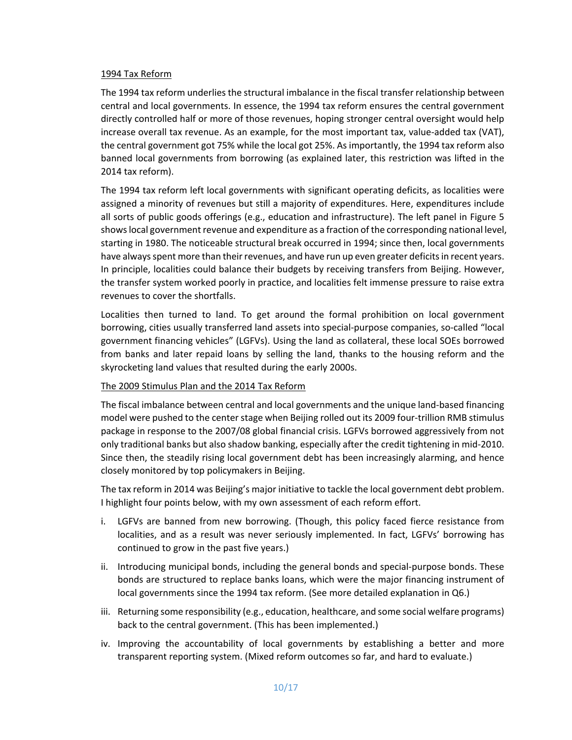<u>1994 Tax Reform</u>

The 1994 tax reform underlies the structural imbalance in the fiscal transfer relationship between central and local governments. In essence, the 1994 tax reform ensures the central government directly controlled half or more of those revenues, hoping stronger central oversight would help increase overall tax revenue. As an example, for the most important tax, value-added tax (VAT), the central government got 75% while the local got 25%. As importantly, the 1994 tax reform also banned local governments from borrowing (as explained later, this restriction was lifted in the 2014 tax reform).

The 1994 tax reform left local governments with significant operating deficits, as localities were assigned a minority of revenues but still a majority of expenditures. Here, expenditures include all sorts of public goods offerings (e.g., education and infrastructure). The left panel in Figure 5 shows local government revenue and expenditure as a fraction of the corresponding national level, starting in 1980. The noticeable structural break occurred in 1994; since then, local governments have always spent more than their revenues, and have run up even greater deficits in recent years. In principle, localities could balance their budgets by receiving transfers from Beijing. However, the transfer system worked poorly in practice, and localities felt immense pressure to raise extra revenues to cover the shortfalls.

Localities then turned to land. To get around the formal prohibition on local government borrowing, cities usually transferred land assets into special-purpose companies, so-called "local government financing vehicles" (LGFVs). Using the land as collateral, these local SOEs borrowed from banks and later repaid loans by selling the land, thanks to the housing reform and the skyrocketing land values that resulted during the early 2000s.

<u>The 2009 Stimulus Plan and the 2014 Tax Reform</u>

The fiscal imbalance between central and local governments and the unique land-based financing model were pushed to the center stage when Beijing rolled out its 2009 four-trillion RMB stimulus package in response to the 2007/08 global financial crisis. LGFVs borrowed aggressively from not only traditional banks but also shadow banking, especially after the credit tightening in mid-2010. Since then, the steadily rising local government debt has been increasingly alarming, and hence closely monitored by top policymakers in Beijing.

The tax reform in 2014 was Beijing's major initiative to tackle the local government debt problem. I highlight four points below, with my own assessment of each reform effort.

i. LGFVs are banned from new borrowing. (Though, this policy faced fierce resistance from localities, and as a result was never seriously implemented. In fact, LGFVs' borrowing has continued to grow in the past five years.)

ii. Introducing municipal bonds, including the general bonds and special-purpose bonds. These bonds are structured to replace banks loans, which were the major financing instrument of local governments since the 1994 tax reform. (See more detailed explanation in Q6.)

iii. Returning some responsibility (e.g., education, healthcare, and some social welfare programs) back to the central government. (This has been implemented.)

iv. Improving the accountability of local governments by establishing a better and more transparent reporting system. (Mixed reform outcomes so far, and hard to evaluate.)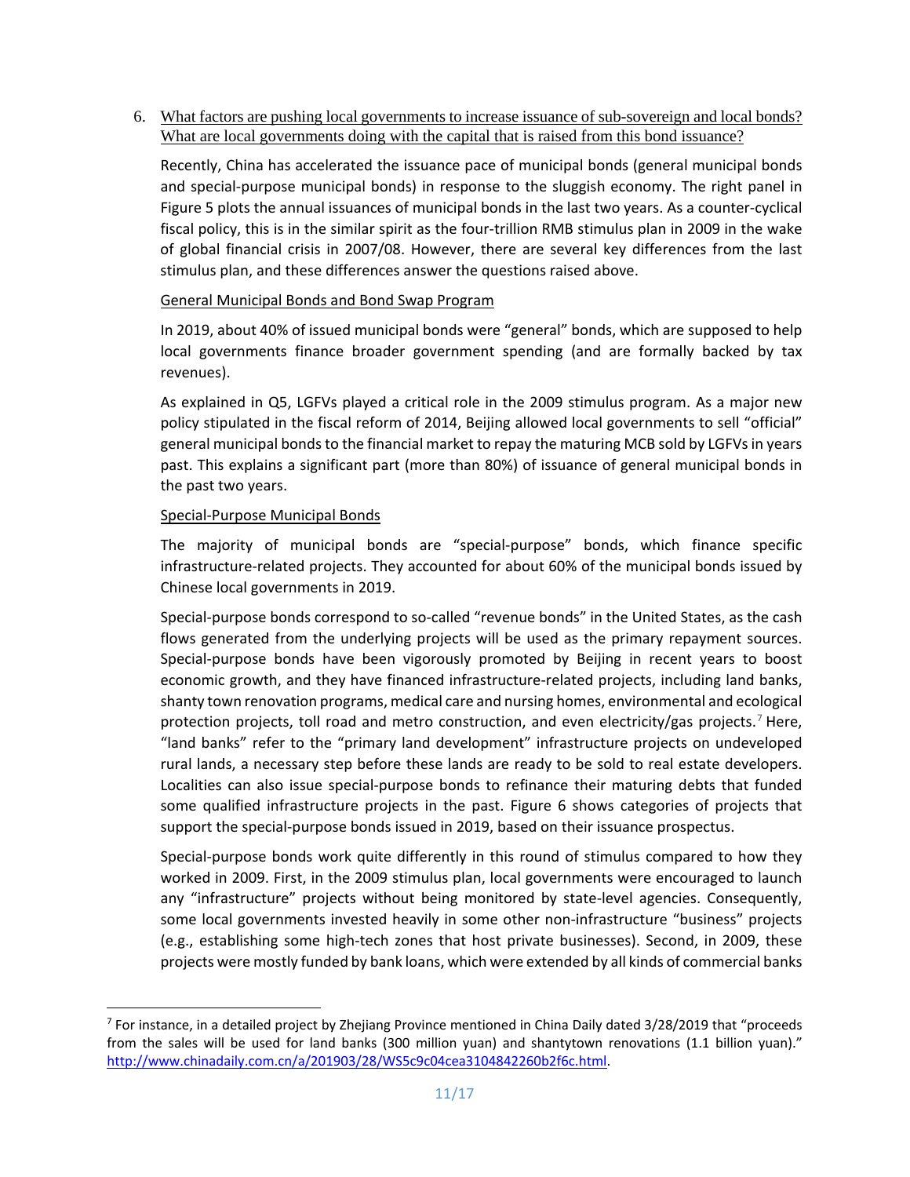6. What factors are pushing local governments to increase issuance of sub-sovereign and local bonds? What are local governments doing with the capital that is raised from this bond issuance?

Recently, China has accelerated the issuance pace of municipal bonds (general municipal bonds and special-purpose municipal bonds) in response to the sluggish economy. The right panel in Figure 5 plots the annual issuances of municipal bonds in the last two years. As a counter-cyclical fiscal policy, this is in the similar spirit as the four-trillion RMB stimulus plan in 2009 in the wake of global financial crisis in 2007/08. However, there are several key differences from the last stimulus plan, and these differences answer the questions raised above.

General Municipal Bonds and Bond Swap Program

In 2019, about 40% of issued municipal bonds were "general" bonds, which are supposed to help local governments finance broader government spending (and are formally backed by tax revenues).

As explained in Q5, LGFVs played a critical role in the 2009 stimulus program. As a major new policy stipulated in the fiscal reform of 2014, Beijing allowed local governments to sell "official" general municipal bonds to the financial market to repay the maturing MCB sold by LGFVs in years past. This explains a significant part (more than 80%) of issuance of general municipal bonds in the past two years.

Special-Purpose Municipal Bonds

The majority of municipal bonds are "special-purpose" bonds, which finance specific infrastructure-related projects. They accounted for about 60% of the municipal bonds issued by Chinese local governments in 2019.

Special-purpose bonds correspond to so-called "revenue bonds" in the United States, as the cash flows generated from the underlying projects will be used as the primary repayment sources. Special-purpose bonds have been vigorously promoted by Beijing in recent years to boost economic growth, and they have financed infrastructure-related projects, including land banks, shanty town renovation programs, medical care and nursing homes, environmental and ecological protection projects, toll road and metro construction, and even electricity/gas projects.[7] Here, "land banks" refer to the "primary land development" infrastructure projects on undeveloped rural lands, a necessary step before these lands are ready to be sold to real estate developers. Localities can also issue special-purpose bonds to refinance their maturing debts that funded some qualified infrastructure projects in the past. Figure 6 shows categories of projects that support the special-purpose bonds issued in 2019, based on their issuance prospectus.

Special-purpose bonds work quite differently in this round of stimulus compared to how they worked in 2009. First, in the 2009 stimulus plan, local governments were encouraged to launch any "infrastructure" projects without being monitored by state-level agencies. Consequently, some local governments invested heavily in some other non-infrastructure "business" projects (e.g., establishing some high-tech zones that host private businesses). Second, in 2009, these projects were mostly funded by bank loans, which were extended by all kinds of commercial banks

---

[7] For instance, in a detailed project by Zhejiang Province mentioned in China Daily dated 3/28/2019 that "proceeds from the sales will be used for land banks (300 million yuan) and shantytown renovations (1.1 billion yuan)." http://www.chinadaily.com.cn/a/201903/28/WS5c9c04cea3104842260b2f6c.html.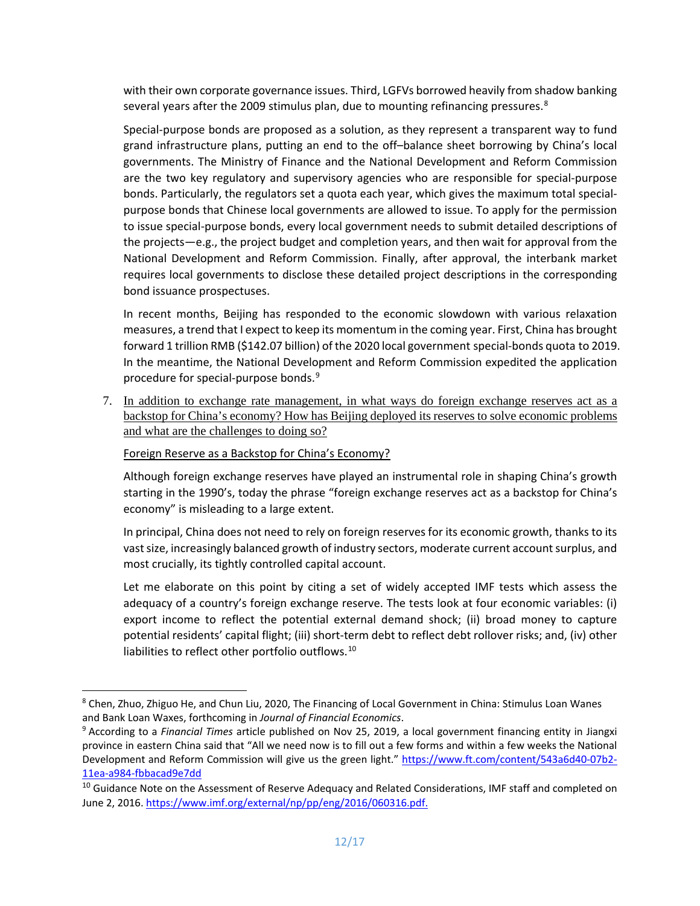with their own corporate governance issues. Third, LGFVs borrowed heavily from shadow banking several years after the 2009 stimulus plan, due to mounting refinancing pressures.[8]

Special-purpose bonds are proposed as a solution, as they represent a transparent way to fund grand infrastructure plans, putting an end to the off–balance sheet borrowing by China's local governments. The Ministry of Finance and the National Development and Reform Commission are the two key regulatory and supervisory agencies who are responsible for special-purpose bonds. Particularly, the regulators set a quota each year, which gives the maximum total special-purpose bonds that Chinese local governments are allowed to issue. To apply for the permission to issue special-purpose bonds, every local government needs to submit detailed descriptions of the projects—e.g., the project budget and completion years, and then wait for approval from the National Development and Reform Commission. Finally, after approval, the interbank market requires local governments to disclose these detailed project descriptions in the corresponding bond issuance prospectuses.

In recent months, Beijing has responded to the economic slowdown with various relaxation measures, a trend that I expect to keep its momentum in the coming year. First, China has brought forward 1 trillion RMB ($142.07 billion) of the 2020 local government special-bonds quota to 2019. In the meantime, the National Development and Reform Commission expedited the application procedure for special-purpose bonds.[9]

7. In addition to exchange rate management, in what ways do foreign exchange reserves act as a backstop for China's economy? How has Beijing deployed its reserves to solve economic problems and what are the challenges to doing so?

Foreign Reserve as a Backstop for China's Economy?

Although foreign exchange reserves have played an instrumental role in shaping China's growth starting in the 1990's, today the phrase "foreign exchange reserves act as a backstop for China's economy" is misleading to a large extent.

In principal, China does not need to rely on foreign reserves for its economic growth, thanks to its vast size, increasingly balanced growth of industry sectors, moderate current account surplus, and most crucially, its tightly controlled capital account.

Let me elaborate on this point by citing a set of widely accepted IMF tests which assess the adequacy of a country's foreign exchange reserve. The tests look at four economic variables: (i) export income to reflect the potential external demand shock; (ii) broad money to capture potential residents' capital flight; (iii) short-term debt to reflect debt rollover risks; and, (iv) other liabilities to reflect other portfolio outflows.[10]

---

[8] Chen, Zhuo, Zhiguo He, and Chun Liu, 2020, The Financing of Local Government in China: Stimulus Loan Wanes and Bank Loan Waxes, forthcoming in *Journal of Financial Economics*.

[9] According to a *Financial Times* article published on Nov 25, 2019, a local government financing entity in Jiangxi province in eastern China said that "All we need now is to fill out a few forms and within a few weeks the National Development and Reform Commission will give us the green light." https://www.ft.com/content/543a6d40-07b2-11ea-a984-fbbacad9e7dd

[10] Guidance Note on the Assessment of Reserve Adequacy and Related Considerations, IMF staff and completed on June 2, 2016. https://www.imf.org/external/np/pp/eng/2016/060316.pdf.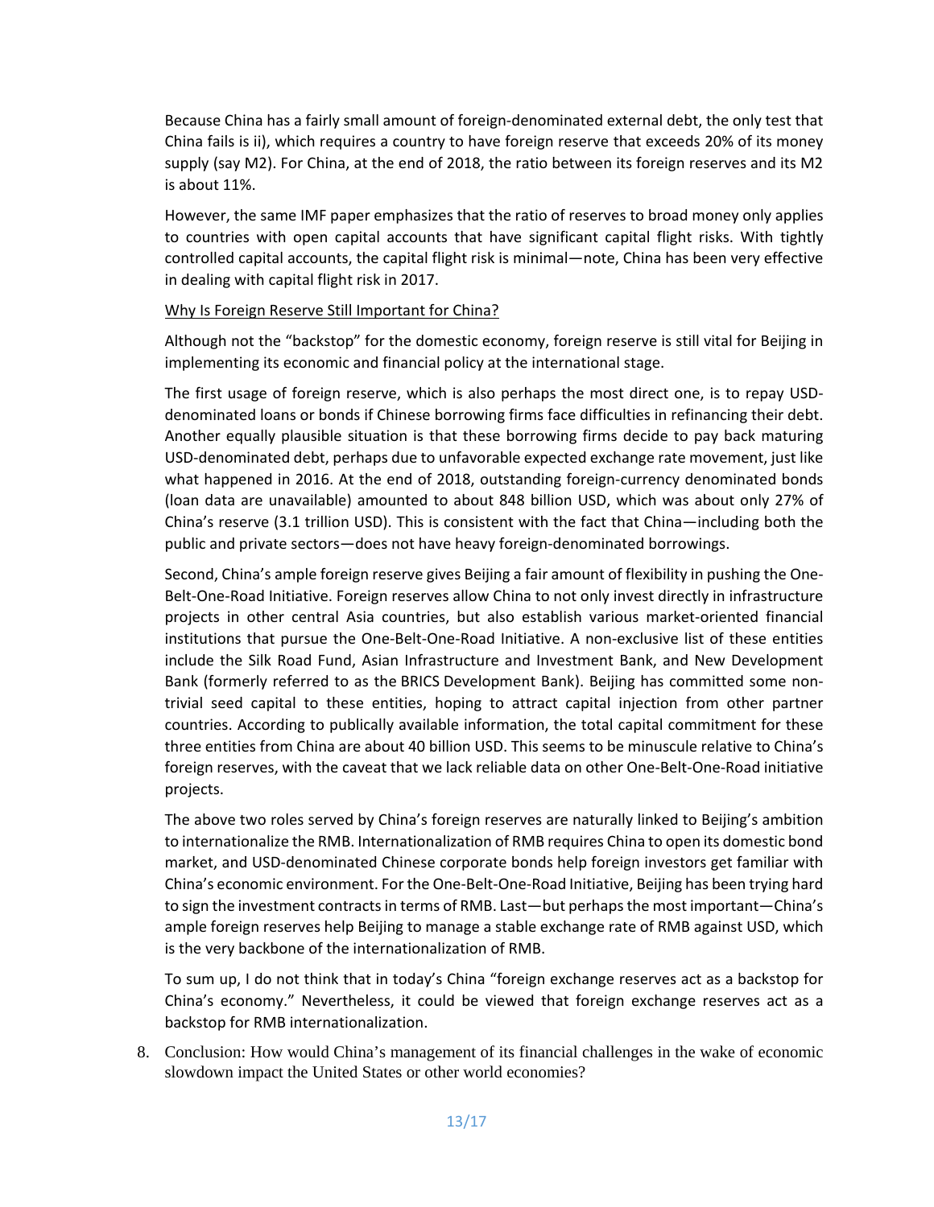Because China has a fairly small amount of foreign-denominated external debt, the only test that China fails is ii), which requires a country to have foreign reserve that exceeds 20% of its money supply (say M2). For China, at the end of 2018, the ratio between its foreign reserves and its M2 is about 11%.

However, the same IMF paper emphasizes that the ratio of reserves to broad money only applies to countries with open capital accounts that have significant capital flight risks. With tightly controlled capital accounts, the capital flight risk is minimal—note, China has been very effective in dealing with capital flight risk in 2017.

<u>Why Is Foreign Reserve Still Important for China?</u>

Although not the "backstop" for the domestic economy, foreign reserve is still vital for Beijing in implementing its economic and financial policy at the international stage.

The first usage of foreign reserve, which is also perhaps the most direct one, is to repay USD-denominated loans or bonds if Chinese borrowing firms face difficulties in refinancing their debt. Another equally plausible situation is that these borrowing firms decide to pay back maturing USD-denominated debt, perhaps due to unfavorable expected exchange rate movement, just like what happened in 2016. At the end of 2018, outstanding foreign-currency denominated bonds (loan data are unavailable) amounted to about 848 billion USD, which was about only 27% of China's reserve (3.1 trillion USD). This is consistent with the fact that China—including both the public and private sectors—does not have heavy foreign-denominated borrowings.

Second, China's ample foreign reserve gives Beijing a fair amount of flexibility in pushing the One-Belt-One-Road Initiative. Foreign reserves allow China to not only invest directly in infrastructure projects in other central Asia countries, but also establish various market-oriented financial institutions that pursue the One-Belt-One-Road Initiative. A non-exclusive list of these entities include the Silk Road Fund, Asian Infrastructure and Investment Bank, and New Development Bank (formerly referred to as the BRICS Development Bank). Beijing has committed some non-trivial seed capital to these entities, hoping to attract capital injection from other partner countries. According to publically available information, the total capital commitment for these three entities from China are about 40 billion USD. This seems to be minuscule relative to China's foreign reserves, with the caveat that we lack reliable data on other One-Belt-One-Road initiative projects.

The above two roles served by China's foreign reserves are naturally linked to Beijing's ambition to internationalize the RMB. Internationalization of RMB requires China to open its domestic bond market, and USD-denominated Chinese corporate bonds help foreign investors get familiar with China's economic environment. For the One-Belt-One-Road Initiative, Beijing has been trying hard to sign the investment contracts in terms of RMB. Last—but perhaps the most important—China's ample foreign reserves help Beijing to manage a stable exchange rate of RMB against USD, which is the very backbone of the internationalization of RMB.

To sum up, I do not think that in today's China "foreign exchange reserves act as a backstop for China's economy." Nevertheless, it could be viewed that foreign exchange reserves act as a backstop for RMB internationalization.

8. Conclusion: How would China's management of its financial challenges in the wake of economic slowdown impact the United States or other world economies?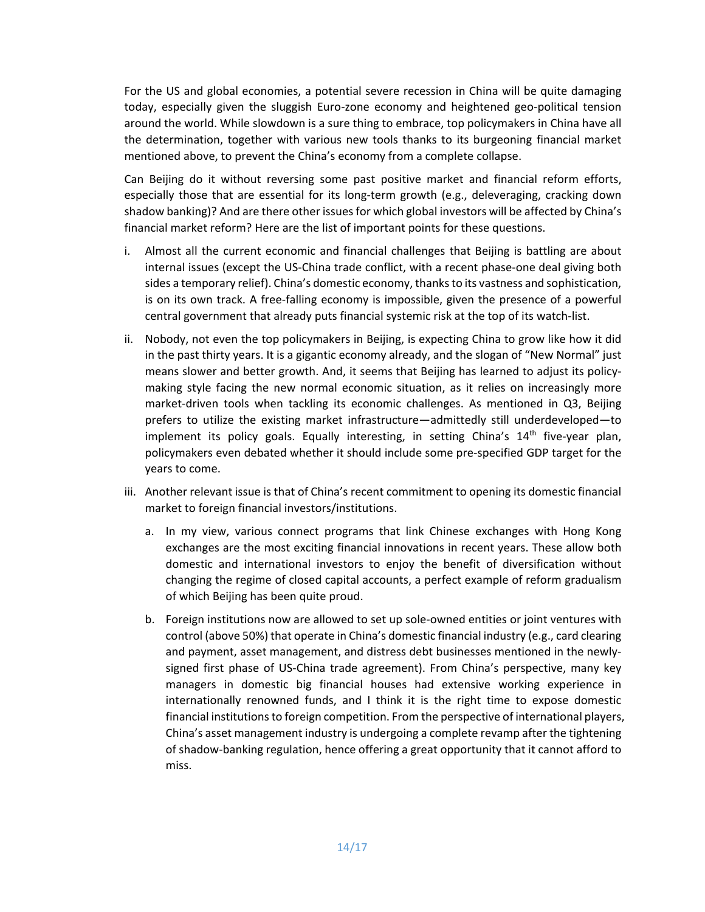For the US and global economies, a potential severe recession in China will be quite damaging today, especially given the sluggish Euro-zone economy and heightened geo-political tension around the world. While slowdown is a sure thing to embrace, top policymakers in China have all the determination, together with various new tools thanks to its burgeoning financial market mentioned above, to prevent the China's economy from a complete collapse.

Can Beijing do it without reversing some past positive market and financial reform efforts, especially those that are essential for its long-term growth (e.g., deleveraging, cracking down shadow banking)? And are there other issues for which global investors will be affected by China's financial market reform? Here are the list of important points for these questions.

i. Almost all the current economic and financial challenges that Beijing is battling are about internal issues (except the US-China trade conflict, with a recent phase-one deal giving both sides a temporary relief). China's domestic economy, thanks to its vastness and sophistication, is on its own track. A free-falling economy is impossible, given the presence of a powerful central government that already puts financial systemic risk at the top of its watch-list.

ii. Nobody, not even the top policymakers in Beijing, is expecting China to grow like how it did in the past thirty years. It is a gigantic economy already, and the slogan of "New Normal" just means slower and better growth. And, it seems that Beijing has learned to adjust its policy-making style facing the new normal economic situation, as it relies on increasingly more market-driven tools when tackling its economic challenges. As mentioned in Q3, Beijing prefers to utilize the existing market infrastructure—admittedly still underdeveloped—to implement its policy goals. Equally interesting, in setting China's 14th five-year plan, policymakers even debated whether it should include some pre-specified GDP target for the years to come.

iii. Another relevant issue is that of China's recent commitment to opening its domestic financial market to foreign financial investors/institutions.

   a. In my view, various connect programs that link Chinese exchanges with Hong Kong exchanges are the most exciting financial innovations in recent years. These allow both domestic and international investors to enjoy the benefit of diversification without changing the regime of closed capital accounts, a perfect example of reform gradualism of which Beijing has been quite proud.

   b. Foreign institutions now are allowed to set up sole-owned entities or joint ventures with control (above 50%) that operate in China's domestic financial industry (e.g., card clearing and payment, asset management, and distress debt businesses mentioned in the newly-signed first phase of US-China trade agreement). From China's perspective, many key managers in domestic big financial houses had extensive working experience in internationally renowned funds, and I think it is the right time to expose domestic financial institutions to foreign competition. From the perspective of international players, China's asset management industry is undergoing a complete revamp after the tightening of shadow-banking regulation, hence offering a great opportunity that it cannot afford to miss.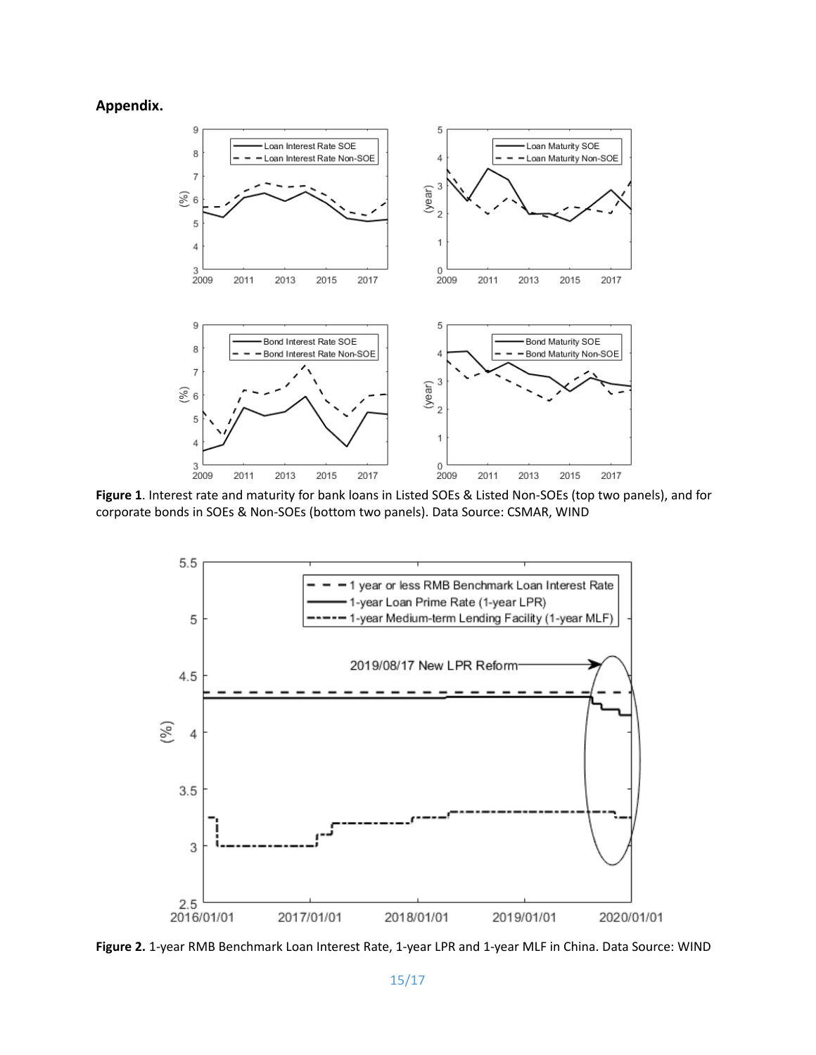**Appendix.**

**Figure 1**. Interest rate and maturity for bank loans in Listed SOEs & Listed Non-SOEs (top two panels), and for corporate bonds in SOEs & Non-SOEs (bottom two panels). Data Source: CSMAR, WIND

**Figure 2.** 1-year RMB Benchmark Loan Interest Rate, 1-year LPR and 1-year MLF in China. Data Source: WIND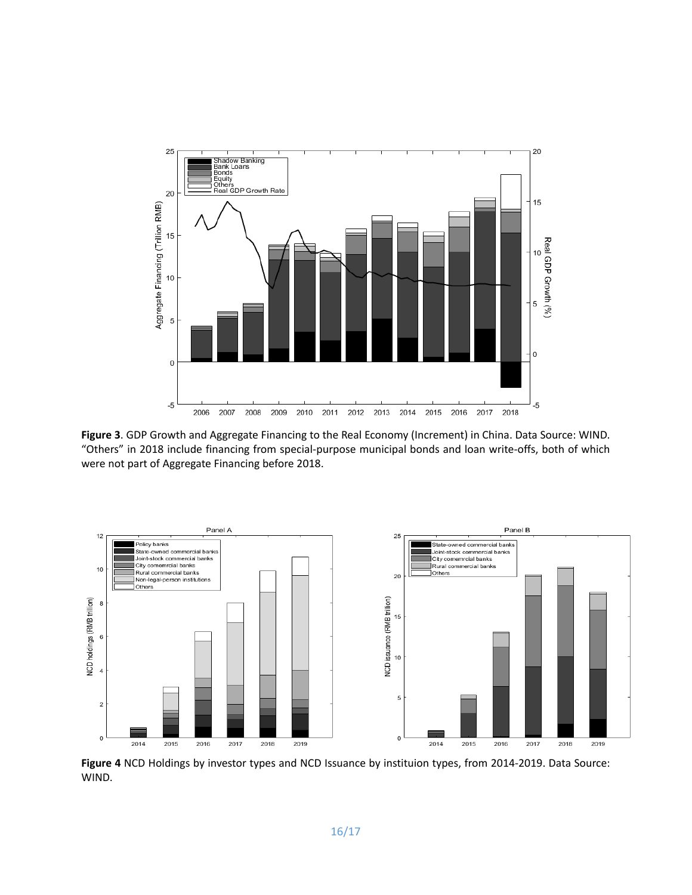**Figure 3**. GDP Growth and Aggregate Financing to the Real Economy (Increment) in China. Data Source: WIND. "Others" in 2018 include financing from special-purpose municipal bonds and loan write-offs, both of which were not part of Aggregate Financing before 2018.

**Figure 4** NCD Holdings by investor types and NCD Issuance by instituion types, from 2014-2019. Data Source: WIND.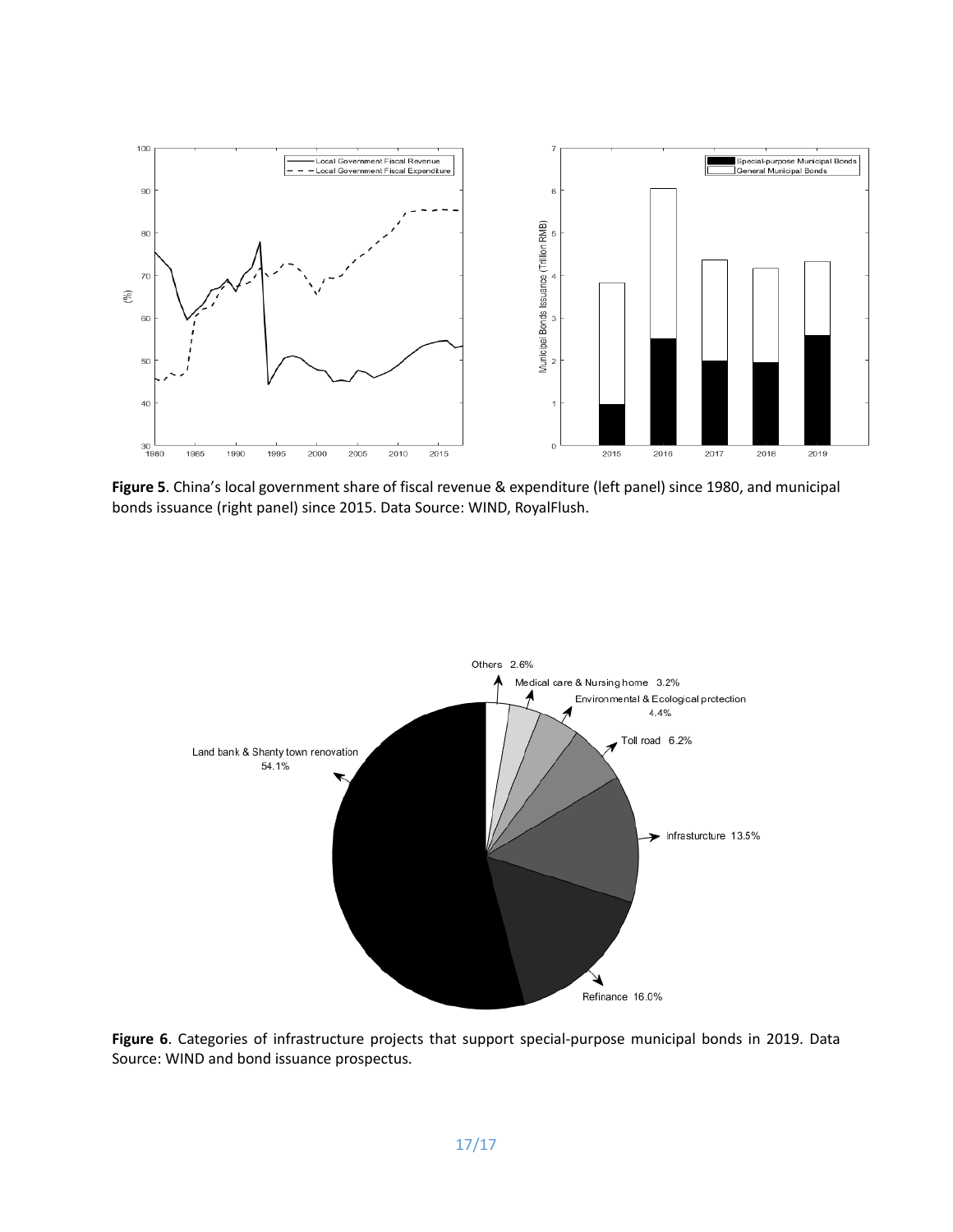Local Government Fiscal Revenue
Local Government Fiscal Expenditure
(%)
100
90
80
70
60
50
40
30
1980 1985 1990 1995 2000 2005 2010 2015

Special-purpose Municipal Bonds
General Municipal Bonds
Municipal Bonds Issuance (Trillion RMB)
7
6
5
4
3
2
1
0
2015 2016 2017 2018 2019

**Figure 5**. China's local government share of fiscal revenue & expenditure (left panel) since 1980, and municipal bonds issuance (right panel) since 2015. Data Source: WIND, RoyalFlush.

Others 2.6%
Medical care & Nursing home 3.2%
Environmental & Ecological protection 4.4%
Toll road 6.2%
Infrasturcture 13.5%
Refinance 16.0%
Land bank & Shanty town renovation 54.1%

**Figure 6**. Categories of infrastructure projects that support special-purpose municipal bonds in 2019. Data Source: WIND and bond issuance prospectus.